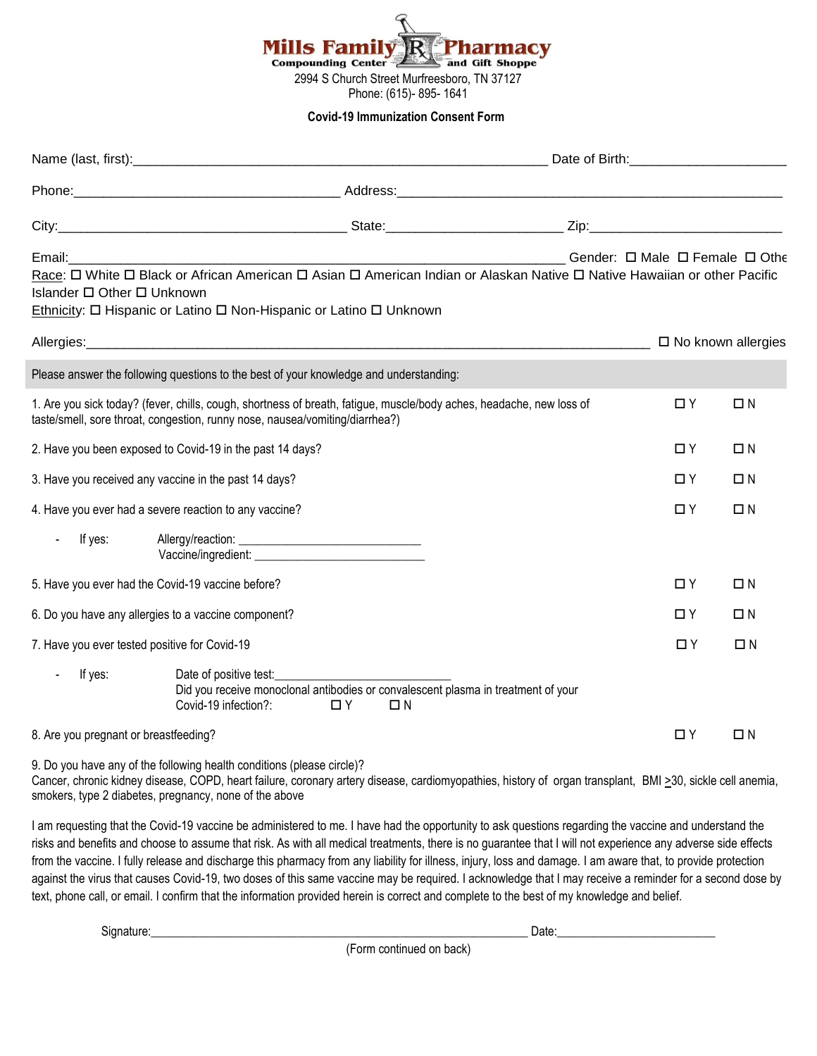# Mills Family Pharmacy

Compounding Center and Gift Shoppe

2994 S Church Street Murfreesboro, TN 37127

Phone: (615)- 895- 1641

**Covid-19 Immunization Consent Form**

Name (last, first):_______________________________________________ Date of Birth:____________________

Phone:______________________________ Address:____________________________________________

City:________________________________ State:____________________ Zip:_____________________

Email:________________________________________________________ Gender: ☐ Male ☐ Female ☐ Othe

Race: ☐ White ☐ Black or African American ☐ Asian ☐ American Indian or Alaskan Native ☐ Native Hawaiian or other Pacific Islander ☐ Other ☐ Unknown

Ethnicity: ☐ Hispanic or Latino ☐ Non-Hispanic or Latino ☐ Unknown

Allergies:_____________________________________________________________ ☐ No known allergies

Please answer the following questions to the best of your knowledge and understanding:

1. Are you sick today? (fever, chills, cough, shortness of breath, fatigue, muscle/body aches, headache, new loss of taste/smell, sore throat, congestion, runny nose, nausea/vomiting/diarrhea?) ☐ Y ☐ N

2. Have you been exposed to Covid-19 in the past 14 days? ☐ Y ☐ N

3. Have you received any vaccine in the past 14 days? ☐ Y ☐ N

4. Have you ever had a severe reaction to any vaccine? ☐ Y ☐ N
   - If yes: Allergy/reaction: ___________________________
     Vaccine/ingredient: ___________________________

5. Have you ever had the Covid-19 vaccine before? ☐ Y ☐ N

6. Do you have any allergies to a vaccine component? ☐ Y ☐ N

7. Have you ever tested positive for Covid-19 ☐ Y ☐ N
   - If yes: Date of positive test:___________________________
     Did you receive monoclonal antibodies or convalescent plasma in treatment of your Covid-19 infection?: ☐ Y ☐ N

8. Are you pregnant or breastfeeding? ☐ Y ☐ N

9. Do you have any of the following health conditions (please circle)?
Cancer, chronic kidney disease, COPD, heart failure, coronary artery disease, cardiomyopathies, history of organ transplant, BMI $\geq$30, sickle cell anemia, smokers, type 2 diabetes, pregnancy, none of the above

I am requesting that the Covid-19 vaccine be administered to me. I have had the opportunity to ask questions regarding the vaccine and understand the risks and benefits and choose to assume that risk. As with all medical treatments, there is no guarantee that I will not experience any adverse side effects from the vaccine. I fully release and discharge this pharmacy from any liability for illness, injury, loss and damage. I am aware that, to provide protection against the virus that causes Covid-19, two doses of this same vaccine may be required. I acknowledge that I may receive a reminder for a second dose by text, phone call, or email. I confirm that the information provided herein is correct and complete to the best of my knowledge and belief.

Signature:_______________________________________________ Date:______________________

(Form continued on back)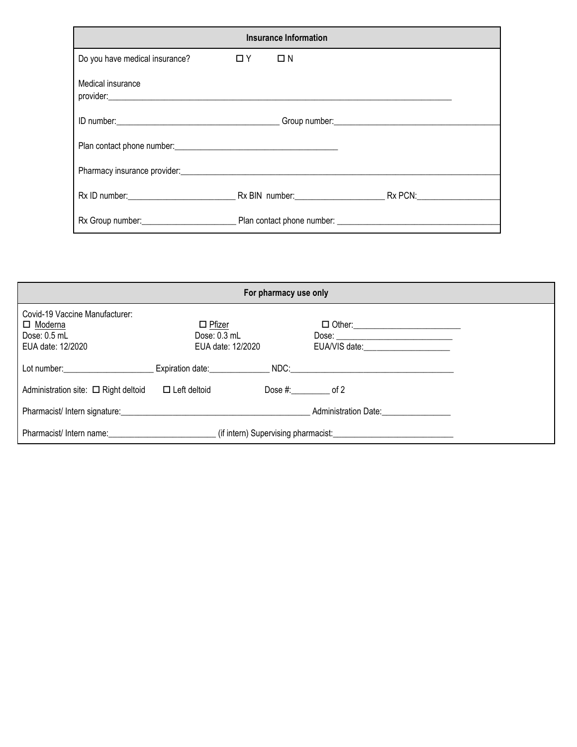## Insurance Information

Do you have medical insurance? ☐ Y ☐ N

Medical insurance provider:_______________________________________________

ID number:______________________________ Group number:______________________________

Plan contact phone number:______________________________

Pharmacy insurance provider:_______________________________________________

Rx ID number:____________________ Rx BIN number:____________________ Rx PCN:____________________

Rx Group number:____________________ Plan contact phone number:______________________________

## For pharmacy use only

Covid-19 Vaccine Manufacturer:

| | | |
|---|---|---|
| ☐ Moderna | ☐ Pfizer | ☐ Other:____________________ |
| Dose: 0.5 mL | Dose: 0.3 mL | Dose:____________________ |
| EUA date: 12/2020 | EUA date: 12/2020 | EUA/VIS date:____________________ |

Lot number:____________________ Expiration date:______________ NDC:______________________________

Administration site: ☐ Right deltoid ☐ Left deltoid Dose #:_________ of 2

Pharmacist/ Intern signature:______________________________ Administration Date:________________

Pharmacist/ Intern name:____________________ (if intern) Supervising pharmacist:____________________